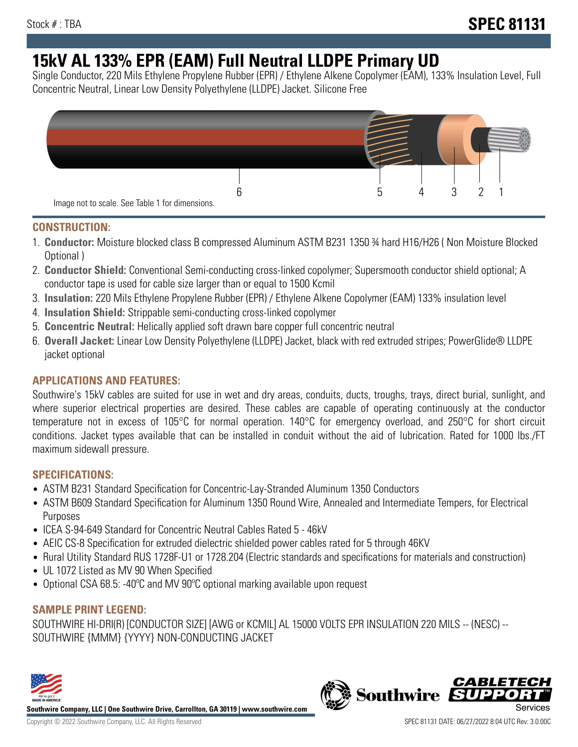Stock # : TBA

# SPEC 81131

# 15kV AL 133% EPR (EAM) Full Neutral LLDPE Primary UD

Single Conductor, 220 Mils Ethylene Propylene Rubber (EPR) / Ethylene Alkene Copolymer (EAM), 133% Insulation Level, Full Concentric Neutral, Linear Low Density Polyethylene (LLDPE) Jacket. Silicone Free

6 5 4 3 2 1

Image not to scale. See Table 1 for dimensions.

## CONSTRUCTION:

1. **Conductor:** Moisture blocked class B compressed Aluminum ASTM B231 1350 ¾ hard H16/H26 ( Non Moisture Blocked Optional )
2. **Conductor Shield:** Conventional Semi-conducting cross-linked copolymer; Supersmooth conductor shield optional; A conductor tape is used for cable size larger than or equal to 1500 Kcmil
3. **Insulation:** 220 Mils Ethylene Propylene Rubber (EPR) / Ethylene Alkene Copolymer (EAM) 133% insulation level
4. **Insulation Shield:** Strippable semi-conducting cross-linked copolymer
5. **Concentric Neutral:** Helically applied soft drawn bare copper full concentric neutral
6. **Overall Jacket:** Linear Low Density Polyethylene (LLDPE) Jacket, black with red extruded stripes; PowerGlide® LLDPE jacket optional

## APPLICATIONS AND FEATURES:

Southwire's 15kV cables are suited for use in wet and dry areas, conduits, ducts, troughs, trays, direct burial, sunlight, and where superior electrical properties are desired. These cables are capable of operating continuously at the conductor temperature not in excess of 105°C for normal operation. 140°C for emergency overload, and 250°C for short circuit conditions. Jacket types available that can be installed in conduit without the aid of lubrication. Rated for 1000 lbs./FT maximum sidewall pressure.

## SPECIFICATIONS:

- ASTM B231 Standard Specification for Concentric-Lay-Stranded Aluminum 1350 Conductors
- ASTM B609 Standard Specification for Aluminum 1350 Round Wire, Annealed and Intermediate Tempers, for Electrical Purposes
- ICEA S-94-649 Standard for Concentric Neutral Cables Rated 5 - 46kV
- AEIC CS-8 Specification for extruded dielectric shielded power cables rated for 5 through 46KV
- Rural Utility Standard RUS 1728F-U1 or 1728.204 (Electric standards and specifications for materials and construction)
- UL 1072 Listed as MV 90 When Specified
- Optional CSA 68.5: -40ºC and MV 90ºC optional marking available upon request

## SAMPLE PRINT LEGEND:

SOUTHWIRE HI-DRI(R) [CONDUCTOR SIZE] [AWG or KCMIL] AL 15000 VOLTS EPR INSULATION 220 MILS -- (NESC) -- SOUTHWIRE {MMM} {YYYY} NON-CONDUCTING JACKET

**Southwire Company, LLC | One Southwire Drive, Carrollton, GA 30119 | www.southwire.com**

Copyright © 2022 Southwire Company, LLC. All Rights Reserved

SPEC 81131 DATE: 06/27/2022 8:04 UTC Rev: 3.0.00C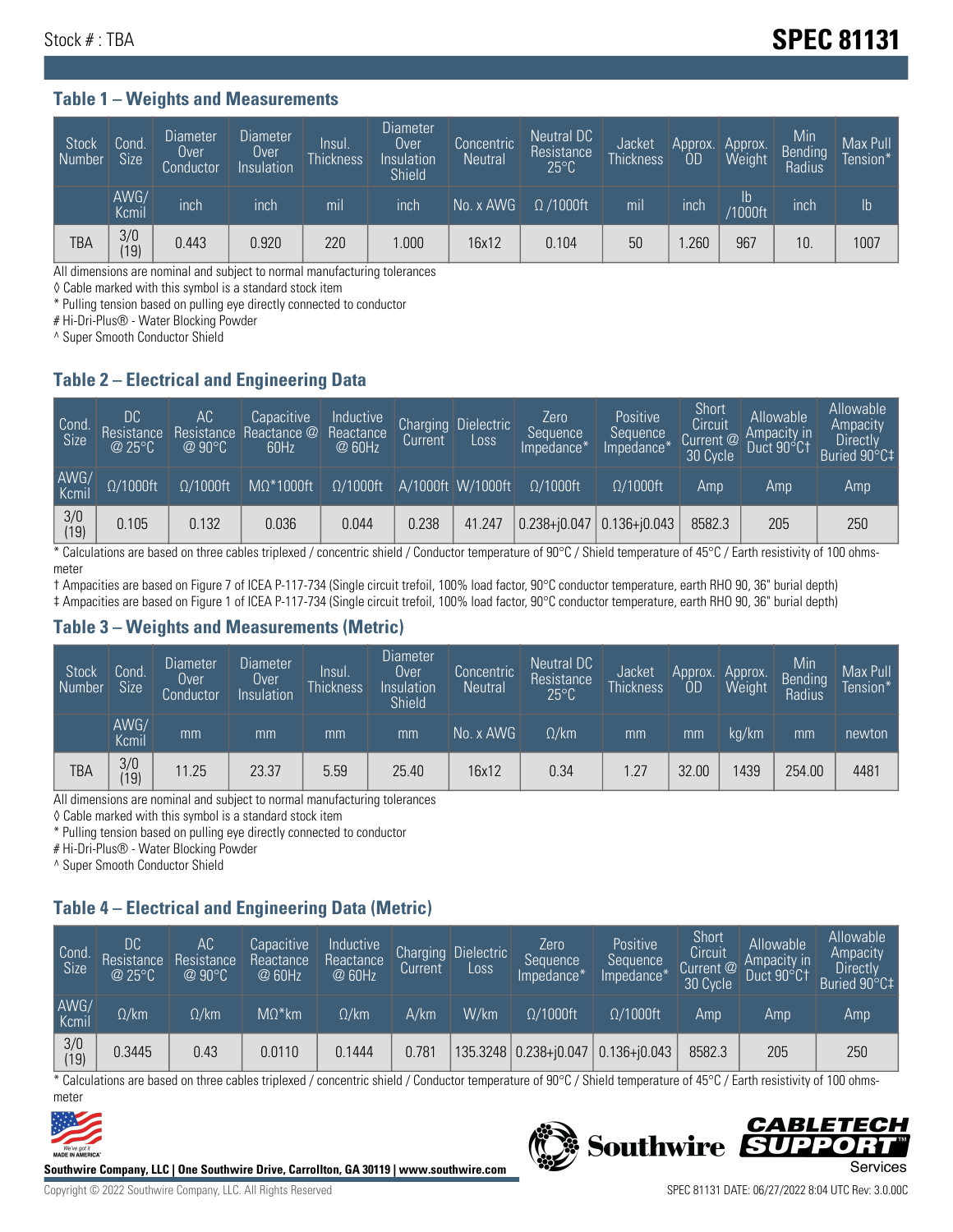Stock # : TBA

# SPEC 81131

## Table 1 – Weights and Measurements

| Stock Number | Cond. Size | Diameter Over Conductor | Diameter Over Insulation | Insul. Thickness | Diameter Over Insulation Shield | Concentric Neutral | Neutral DC Resistance 25°C | Jacket Thickness | Approx. OD | Approx. Weight | Min Bending Radius | Max Pull Tension* |
|---|---|---|---|---|---|---|---|---|---|---|---|---|
| | AWG/ Kcmil | inch | inch | mil | inch | No. x AWG | Ω /1000ft | mil | inch | lb /1000ft | inch | lb |
| TBA | 3/0 (19) | 0.443 | 0.920 | 220 | 1.000 | 16x12 | 0.104 | 50 | 1.260 | 967 | 10. | 1007 |

All dimensions are nominal and subject to normal manufacturing tolerances
◊ Cable marked with this symbol is a standard stock item
* Pulling tension based on pulling eye directly connected to conductor
# Hi-Dri-Plus® - Water Blocking Powder
^ Super Smooth Conductor Shield

## Table 2 – Electrical and Engineering Data

| Cond. Size | DC Resistance @ 25°C | AC Resistance @ 90°C | Capacitive Reactance @ 60Hz | Inductive Reactance @ 60Hz | Charging Current | Dielectric Loss | Zero Sequence Impedance* | Positive Sequence Impedance* | Short Circuit Current @ 30 Cycle | Allowable Ampacity in Duct 90°C† | Allowable Ampacity Directly Buried 90°C‡ |
|---|---|---|---|---|---|---|---|---|---|---|---|
| AWG/ Kcmil | Ω/1000ft | Ω/1000ft | MΩ*1000ft | Ω/1000ft | A/1000ft | W/1000ft | Ω/1000ft | Ω/1000ft | Amp | Amp | Amp |
| 3/0 (19) | 0.105 | 0.132 | 0.036 | 0.044 | 0.238 | 41.247 | 0.238+j0.047 | 0.136+j0.043 | 8582.3 | 205 | 250 |

* Calculations are based on three cables triplexed / concentric shield / Conductor temperature of 90°C / Shield temperature of 45°C / Earth resistivity of 100 ohms-meter
† Ampacities are based on Figure 7 of ICEA P-117-734 (Single circuit trefoil, 100% load factor, 90°C conductor temperature, earth RHO 90, 36" burial depth)
‡ Ampacities are based on Figure 1 of ICEA P-117-734 (Single circuit trefoil, 100% load factor, 90°C conductor temperature, earth RHO 90, 36" burial depth)

## Table 3 – Weights and Measurements (Metric)

| Stock Number | Cond. Size | Diameter Over Conductor | Diameter Over Insulation | Insul. Thickness | Diameter Over Insulation Shield | Concentric Neutral | Neutral DC Resistance 25°C | Jacket Thickness | Approx. OD | Approx. Weight | Min Bending Radius | Max Pull Tension* |
|---|---|---|---|---|---|---|---|---|---|---|---|---|
| | AWG/ Kcmil | mm | mm | mm | mm | No. x AWG | Ω/km | mm | mm | kg/km | mm | newton |
| TBA | 3/0 (19) | 11.25 | 23.37 | 5.59 | 25.40 | 16x12 | 0.34 | 1.27 | 32.00 | 1439 | 254.00 | 4481 |

All dimensions are nominal and subject to normal manufacturing tolerances
◊ Cable marked with this symbol is a standard stock item
* Pulling tension based on pulling eye directly connected to conductor
# Hi-Dri-Plus® - Water Blocking Powder
^ Super Smooth Conductor Shield

## Table 4 – Electrical and Engineering Data (Metric)

| Cond. Size | DC Resistance @ 25°C | AC Resistance @ 90°C | Capacitive Reactance @ 60Hz | Inductive Reactance @ 60Hz | Charging Current | Dielectric Loss | Zero Sequence Impedance* | Positive Sequence Impedance* | Short Circuit Current @ 30 Cycle | Allowable Ampacity in Duct 90°C† | Allowable Ampacity Directly Buried 90°C‡ |
|---|---|---|---|---|---|---|---|---|---|---|---|
| AWG/ Kcmil | Ω/km | Ω/km | MΩ*km | Ω/km | A/km | W/km | Ω/1000ft | Ω/1000ft | Amp | Amp | Amp |
| 3/0 (19) | 0.3445 | 0.43 | 0.0110 | 0.1444 | 0.781 | 135.3248 | 0.238+j0.047 | 0.136+j0.043 | 8582.3 | 205 | 250 |

* Calculations are based on three cables triplexed / concentric shield / Conductor temperature of 90°C / Shield temperature of 45°C / Earth resistivity of 100 ohms-meter

Southwire Company, LLC | One Southwire Drive, Carrollton, GA 30119 | www.southwire.com

Copyright © 2022 Southwire Company, LLC. All Rights Reserved

SPEC 81131 DATE: 06/27/2022 8:04 UTC Rev: 3.0.00C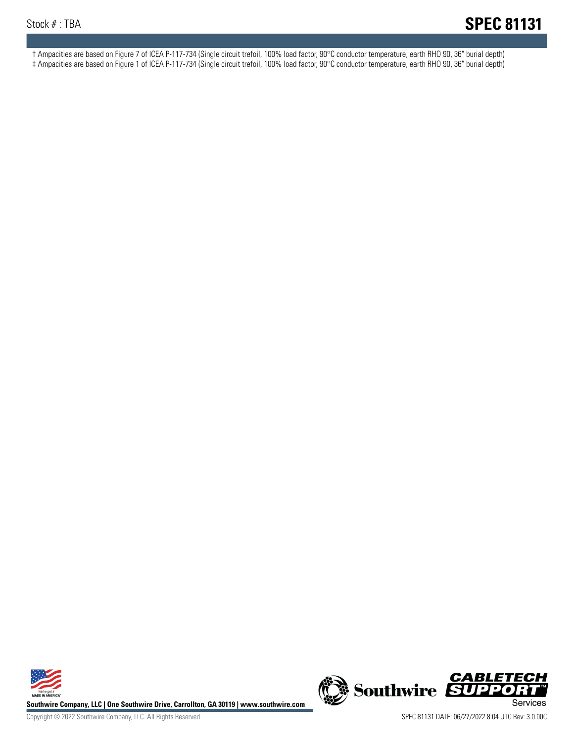† Ampacities are based on Figure 7 of ICEA P-117-734 (Single circuit trefoil, 100% load factor, 90°C conductor temperature, earth RHO 90, 36" burial depth)

‡ Ampacities are based on Figure 1 of ICEA P-117-734 (Single circuit trefoil, 100% load factor, 90°C conductor temperature, earth RHO 90, 36" burial depth)